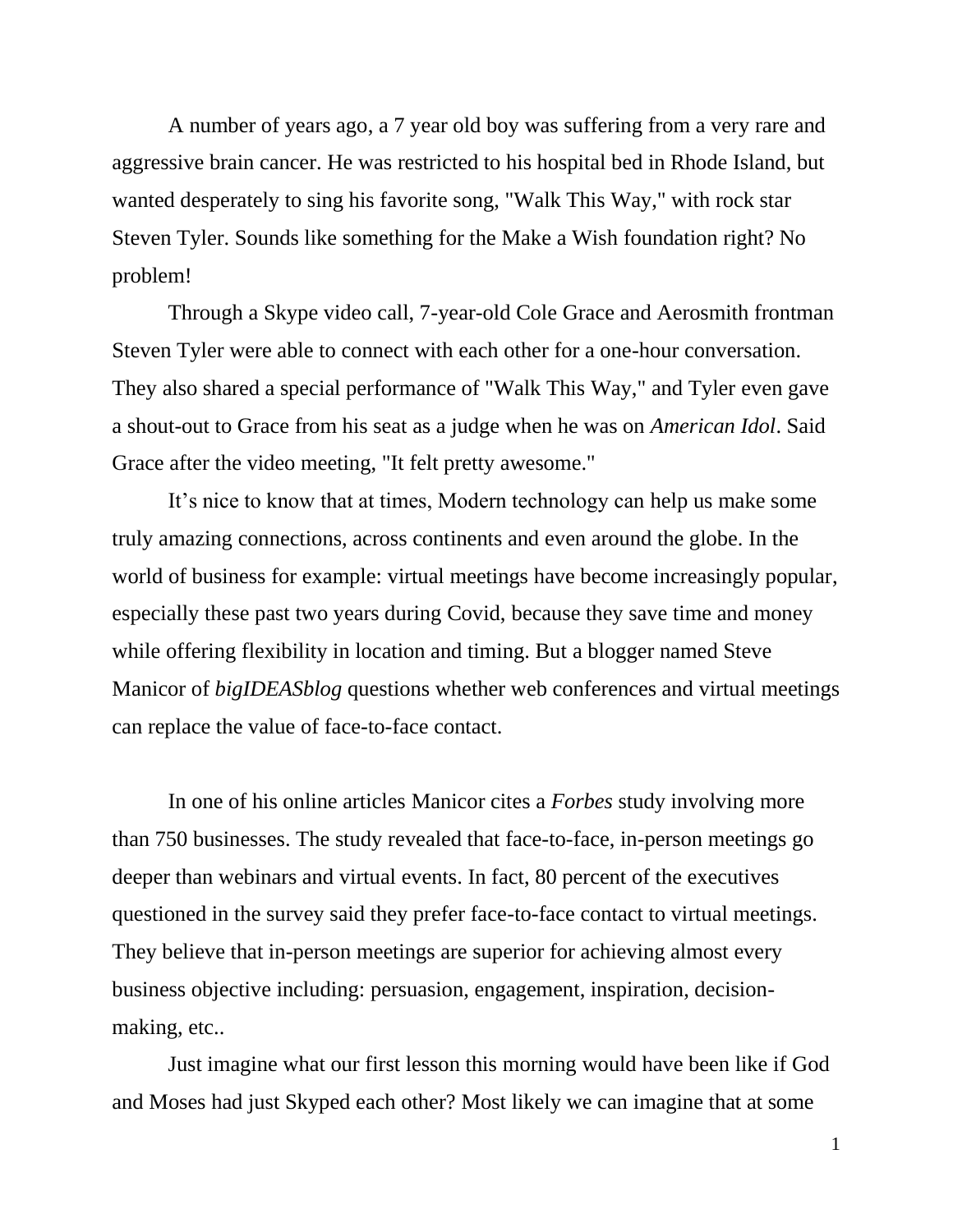A number of years ago, a 7 year old boy was suffering from a very rare and aggressive brain cancer. He was restricted to his hospital bed in Rhode Island, but wanted desperately to sing his favorite song, "Walk This Way," with rock star Steven Tyler. Sounds like something for the Make a Wish foundation right? No problem!

Through a Skype video call, 7-year-old Cole Grace and Aerosmith frontman Steven Tyler were able to connect with each other for a one-hour conversation. They also shared a special performance of "Walk This Way," and Tyler even gave a shout-out to Grace from his seat as a judge when he was on *American Idol*. Said Grace after the video meeting, "It felt pretty awesome."

It's nice to know that at times, Modern technology can help us make some truly amazing connections, across continents and even around the globe. In the world of business for example: virtual meetings have become increasingly popular, especially these past two years during Covid, because they save time and money while offering flexibility in location and timing. But a blogger named Steve Manicor of *bigIDEASblog* questions whether web conferences and virtual meetings can replace the value of face-to-face contact.

In one of his online articles Manicor cites a *Forbes* study involving more than 750 businesses. The study revealed that face-to-face, in-person meetings go deeper than webinars and virtual events. In fact, 80 percent of the executives questioned in the survey said they prefer face-to-face contact to virtual meetings. They believe that in-person meetings are superior for achieving almost every business objective including: persuasion, engagement, inspiration, decision-making, etc..

Just imagine what our first lesson this morning would have been like if God and Moses had just Skyped each other? Most likely we can imagine that at some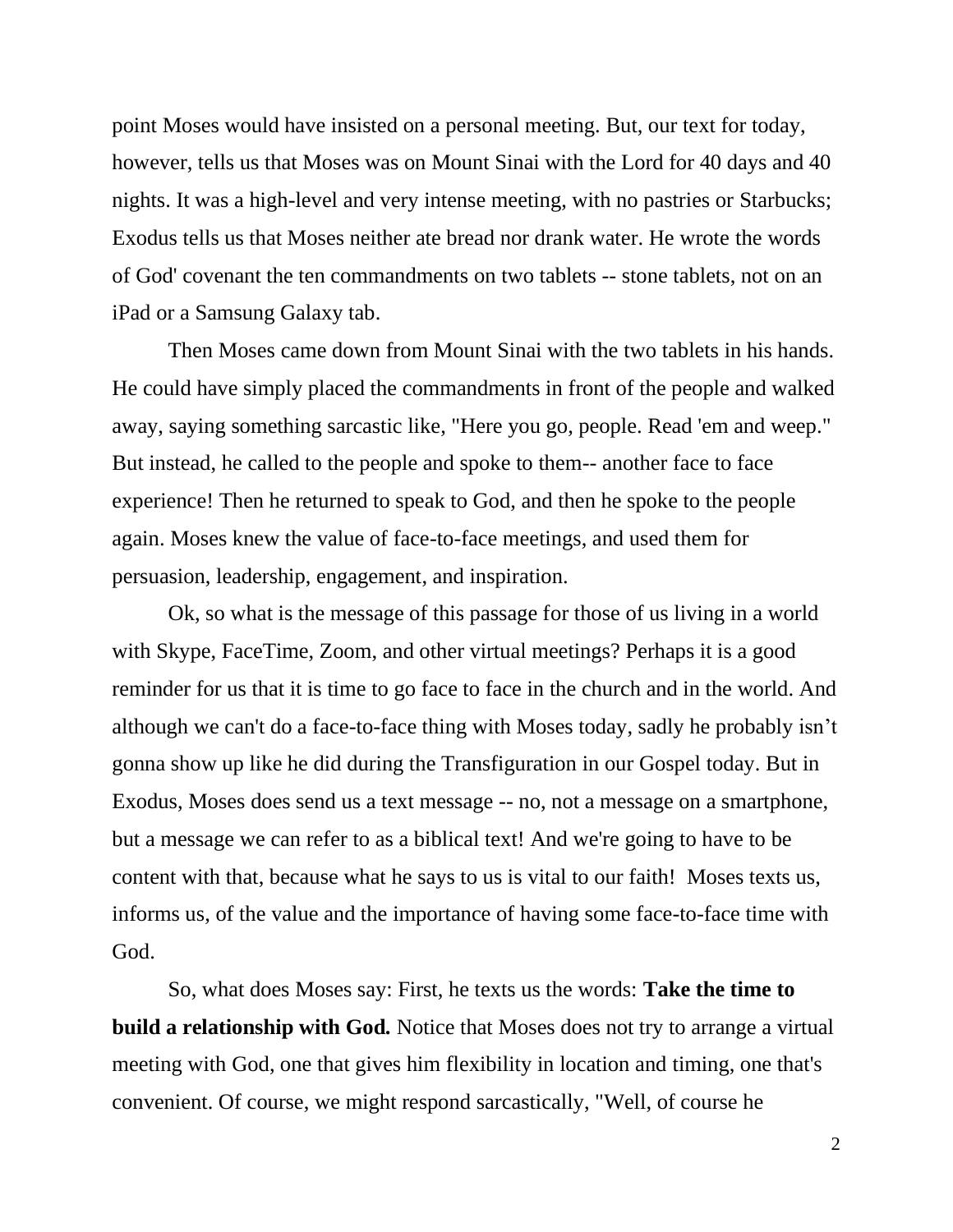point Moses would have insisted on a personal meeting. But, our text for today, however, tells us that Moses was on Mount Sinai with the Lord for 40 days and 40 nights. It was a high-level and very intense meeting, with no pastries or Starbucks; Exodus tells us that Moses neither ate bread nor drank water. He wrote the words of God' covenant the ten commandments on two tablets -- stone tablets, not on an iPad or a Samsung Galaxy tab.

Then Moses came down from Mount Sinai with the two tablets in his hands. He could have simply placed the commandments in front of the people and walked away, saying something sarcastic like, "Here you go, people. Read 'em and weep." But instead, he called to the people and spoke to them-- another face to face experience! Then he returned to speak to God, and then he spoke to the people again. Moses knew the value of face-to-face meetings, and used them for persuasion, leadership, engagement, and inspiration.

Ok, so what is the message of this passage for those of us living in a world with Skype, FaceTime, Zoom, and other virtual meetings? Perhaps it is a good reminder for us that it is time to go face to face in the church and in the world. And although we can't do a face-to-face thing with Moses today, sadly he probably isn't gonna show up like he did during the Transfiguration in our Gospel today. But in Exodus, Moses does send us a text message -- no, not a message on a smartphone, but a message we can refer to as a biblical text! And we're going to have to be content with that, because what he says to us is vital to our faith! Moses texts us, informs us, of the value and the importance of having some face-to-face time with God.

So, what does Moses say: First, he texts us the words: **Take the time to build a relationship with God.** Notice that Moses does not try to arrange a virtual meeting with God, one that gives him flexibility in location and timing, one that's convenient. Of course, we might respond sarcastically, "Well, of course he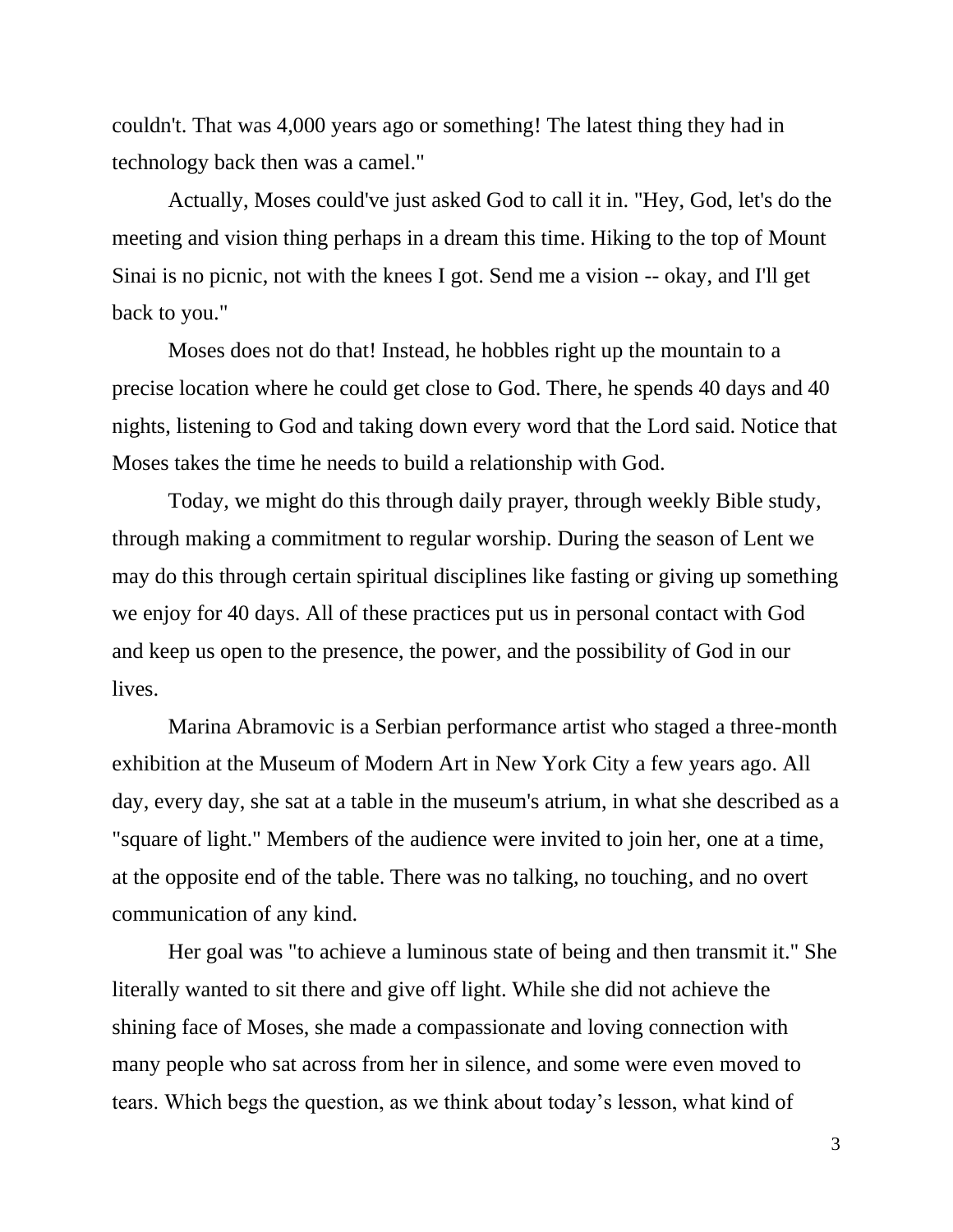couldn't. That was 4,000 years ago or something! The latest thing they had in technology back then was a camel."

Actually, Moses could've just asked God to call it in. "Hey, God, let's do the meeting and vision thing perhaps in a dream this time. Hiking to the top of Mount Sinai is no picnic, not with the knees I got. Send me a vision -- okay, and I'll get back to you."

Moses does not do that! Instead, he hobbles right up the mountain to a precise location where he could get close to God. There, he spends 40 days and 40 nights, listening to God and taking down every word that the Lord said. Notice that Moses takes the time he needs to build a relationship with God.

Today, we might do this through daily prayer, through weekly Bible study, through making a commitment to regular worship. During the season of Lent we may do this through certain spiritual disciplines like fasting or giving up something we enjoy for 40 days. All of these practices put us in personal contact with God and keep us open to the presence, the power, and the possibility of God in our lives.

Marina Abramovic is a Serbian performance artist who staged a three-month exhibition at the Museum of Modern Art in New York City a few years ago. All day, every day, she sat at a table in the museum's atrium, in what she described as a "square of light." Members of the audience were invited to join her, one at a time, at the opposite end of the table. There was no talking, no touching, and no overt communication of any kind.

Her goal was "to achieve a luminous state of being and then transmit it." She literally wanted to sit there and give off light. While she did not achieve the shining face of Moses, she made a compassionate and loving connection with many people who sat across from her in silence, and some were even moved to tears. Which begs the question, as we think about today's lesson, what kind of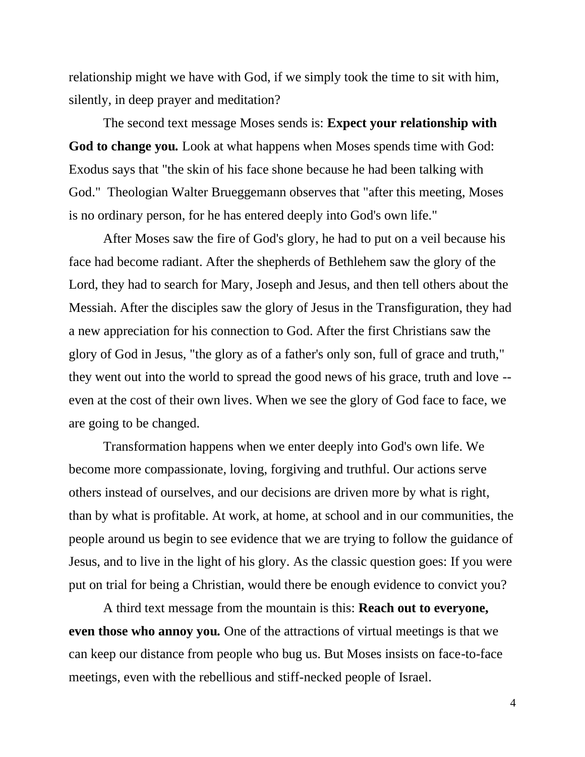relationship might we have with God, if we simply took the time to sit with him, silently, in deep prayer and meditation?

The second text message Moses sends is: **Expect your relationship with God to change you.** Look at what happens when Moses spends time with God: Exodus says that "the skin of his face shone because he had been talking with God." Theologian Walter Brueggemann observes that "after this meeting, Moses is no ordinary person, for he has entered deeply into God's own life."

After Moses saw the fire of God's glory, he had to put on a veil because his face had become radiant. After the shepherds of Bethlehem saw the glory of the Lord, they had to search for Mary, Joseph and Jesus, and then tell others about the Messiah. After the disciples saw the glory of Jesus in the Transfiguration, they had a new appreciation for his connection to God. After the first Christians saw the glory of God in Jesus, "the glory as of a father's only son, full of grace and truth," they went out into the world to spread the good news of his grace, truth and love -- even at the cost of their own lives. When we see the glory of God face to face, we are going to be changed.

Transformation happens when we enter deeply into God's own life. We become more compassionate, loving, forgiving and truthful. Our actions serve others instead of ourselves, and our decisions are driven more by what is right, than by what is profitable. At work, at home, at school and in our communities, the people around us begin to see evidence that we are trying to follow the guidance of Jesus, and to live in the light of his glory. As the classic question goes: If you were put on trial for being a Christian, would there be enough evidence to convict you?

A third text message from the mountain is this: **Reach out to everyone, even those who annoy you.** One of the attractions of virtual meetings is that we can keep our distance from people who bug us. But Moses insists on face-to-face meetings, even with the rebellious and stiff-necked people of Israel.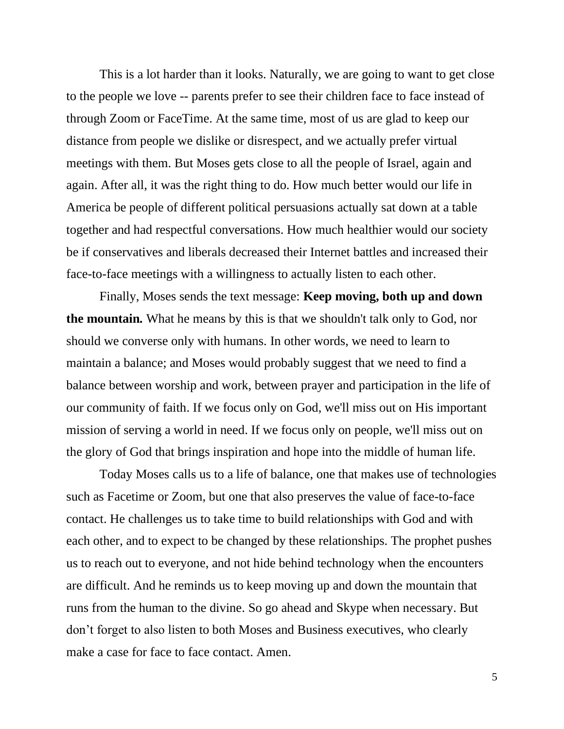This is a lot harder than it looks. Naturally, we are going to want to get close to the people we love -- parents prefer to see their children face to face instead of through Zoom or FaceTime. At the same time, most of us are glad to keep our distance from people we dislike or disrespect, and we actually prefer virtual meetings with them. But Moses gets close to all the people of Israel, again and again. After all, it was the right thing to do. How much better would our life in America be people of different political persuasions actually sat down at a table together and had respectful conversations. How much healthier would our society be if conservatives and liberals decreased their Internet battles and increased their face-to-face meetings with a willingness to actually listen to each other.

Finally, Moses sends the text message: **Keep moving, both up and down the mountain.** What he means by this is that we shouldn't talk only to God, nor should we converse only with humans. In other words, we need to learn to maintain a balance; and Moses would probably suggest that we need to find a balance between worship and work, between prayer and participation in the life of our community of faith. If we focus only on God, we'll miss out on His important mission of serving a world in need. If we focus only on people, we'll miss out on the glory of God that brings inspiration and hope into the middle of human life.

Today Moses calls us to a life of balance, one that makes use of technologies such as Facetime or Zoom, but one that also preserves the value of face-to-face contact. He challenges us to take time to build relationships with God and with each other, and to expect to be changed by these relationships. The prophet pushes us to reach out to everyone, and not hide behind technology when the encounters are difficult. And he reminds us to keep moving up and down the mountain that runs from the human to the divine. So go ahead and Skype when necessary. But don't forget to also listen to both Moses and Business executives, who clearly make a case for face to face contact. Amen.